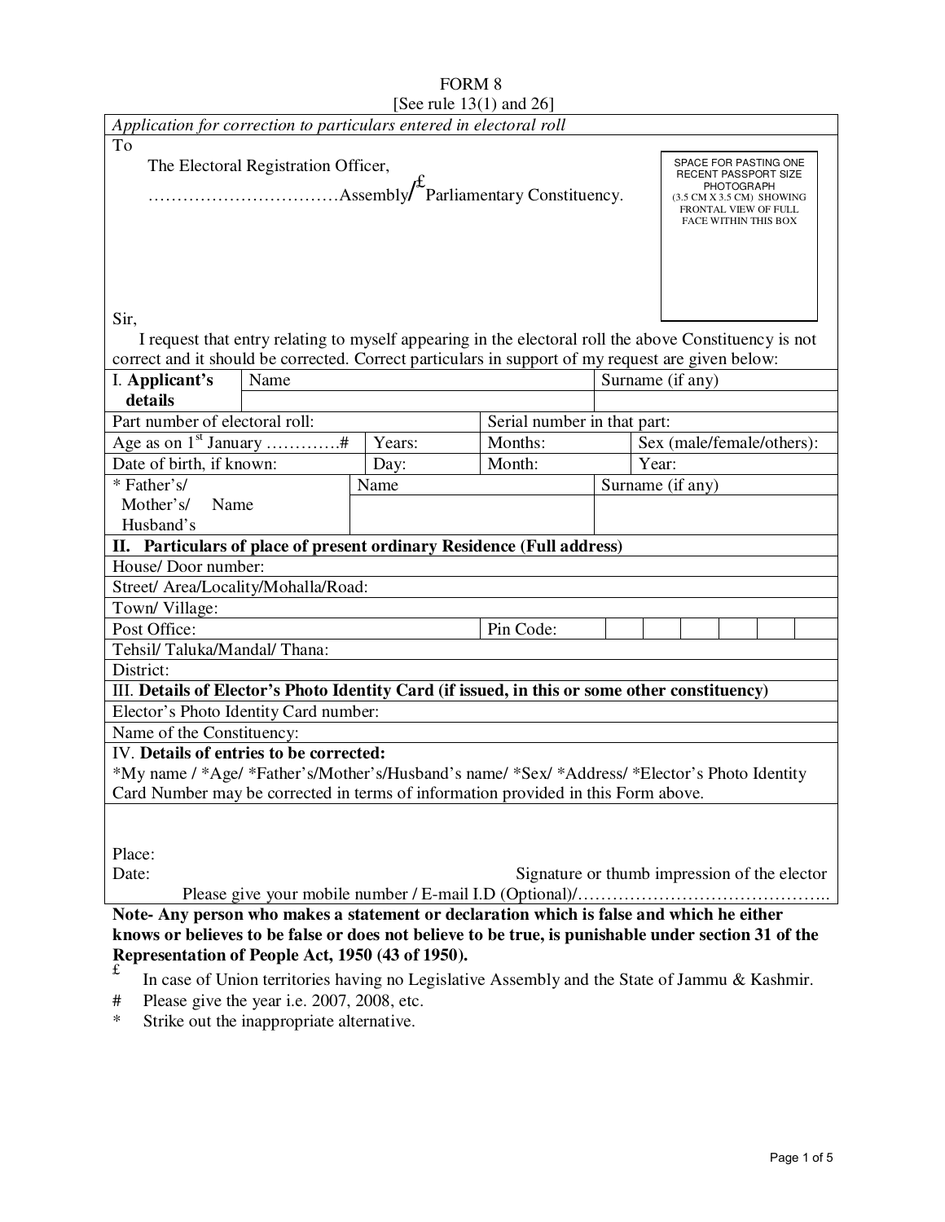# FORM 8

[See rule 13(1) and 26]

*Application for correction to particulars entered in electoral roll*

To

The Electoral Registration Officer,

……………………………Assembly/£Parliamentary Constituency.

SPACE FOR PASTING ONE RECENT PASSPORT SIZE PHOTOGRAPH (3.5 CM X 3.5 CM) SHOWING FRONTAL VIEW OF FULL FACE WITHIN THIS BOX

Sir,

I request that entry relating to myself appearing in the electoral roll the above Constituency is not correct and it should be corrected. Correct particulars in support of my request are given below:

| I. **Applicant's details** | Name | | | Surname (if any) | |
|---|---|---|---|---|---|
| | | | | | |
| Part number of electoral roll: | | | Serial number in that part: | | |
| Age as on 1st January ………….# | | Years: | Months: | | Sex (male/female/others): |
| Date of birth, if known: | | Day: | Month: | | Year: |
| * Father's/ Mother's/ Husband's Name | | Name | | Surname (if any) | |
| **II. Particulars of place of present ordinary Residence (Full address)** | | | | | |
| House/ Door number: | | | | | |
| Street/ Area/Locality/Mohalla/Road: | | | | | |
| Town/ Village: | | | | | |
| Post Office: | | | Pin Code: | | |
| Tehsil/ Taluka/Mandal/ Thana: | | | | | |
| District: | | | | | |
| III. **Details of Elector's Photo Identity Card (if issued, in this or some other constituency)** | | | | | |
| Elector's Photo Identity Card number: | | | | | |
| Name of the Constituency: | | | | | |
| IV. **Details of entries to be corrected:** *My name / *Age/ *Father's/Mother's/Husband's name/ *Sex/ *Address/ *Elector's Photo Identity Card Number may be corrected in terms of information provided in this Form above. | | | | | |

Place:

Date: Signature or thumb impression of the elector

Please give your mobile number / E-mail I.D (Optional)/……………………………………..

**Note- Any person who makes a statement or declaration which is false and which he either knows or believes to be false or does not believe to be true, is punishable under section 31 of the Representation of People Act, 1950 (43 of 1950).**

£ In case of Union territories having no Legislative Assembly and the State of Jammu & Kashmir.

# Please give the year i.e. 2007, 2008, etc.

* Strike out the inappropriate alternative.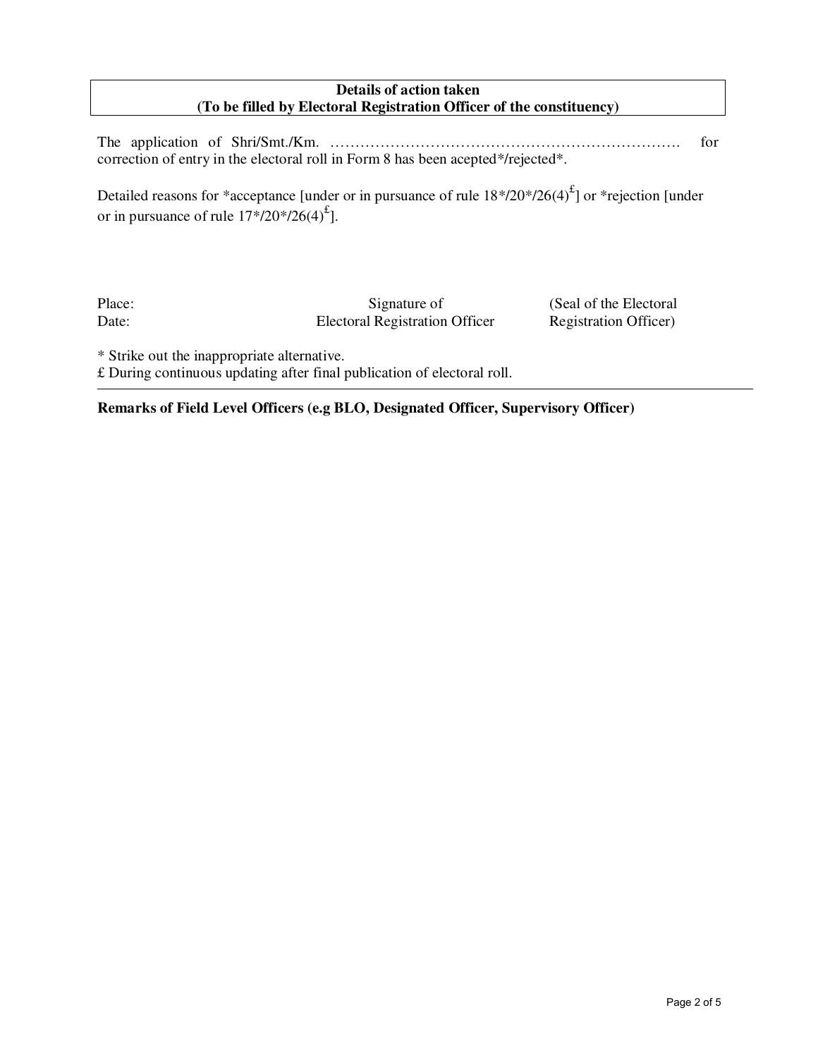**Details of action taken**
**(To be filled by Electoral Registration Officer of the constituency)**

The application of Shri/Smt./Km. ………………………………………………………………. for correction of entry in the electoral roll in Form 8 has been acepted*/rejected*.

Detailed reasons for *acceptance [under or in pursuance of rule 18*/20*/26(4)£] or *rejection [under or in pursuance of rule 17*/20*/26(4)£].

| Place: | Signature of | (Seal of the Electoral |
|---|---|---|
| Date: | Electoral Registration Officer | Registration Officer) |

* Strike out the inappropriate alternative.
£ During continuous updating after final publication of electoral roll.

---

**Remarks of Field Level Officers (e.g BLO, Designated Officer, Supervisory Officer)**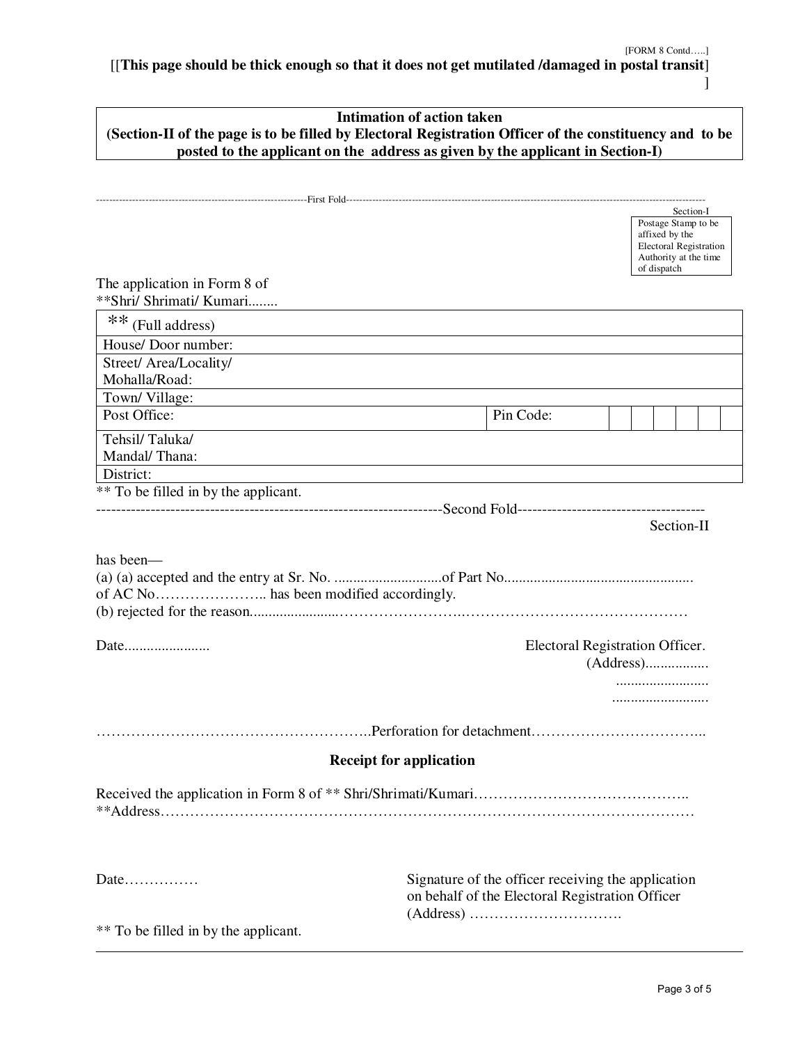[FORM 8 Contd…..]

[[**This page should be thick enough so that it does not get mutilated /damaged in postal transit**]
]

**Intimation of action taken**
**(Section-II of the page is to be filled by Electoral Registration Officer of the constituency and to be posted to the applicant on the address as given by the applicant in Section-I)**

---------------------------------------------------------------First Fold---------------------------------------------------------------

Section-I

Postage Stamp to be affixed by the Electoral Registration Authority at the time of dispatch

The application in Form 8 of
**Shri/ Shrimati/ Kumari........

| ** (Full address) | | | | | | | |
|---|---|---|---|---|---|---|---|
| House/ Door number: | | | | | | | |
| Street/ Area/Locality/ Mohalla/Road: | | | | | | | |
| Town/ Village: | | | | | | | |
| Post Office: | Pin Code: | | | | | | |
| Tehsil/ Taluka/ Mandal/ Thana: | | | | | | | |
| District: | | | | | | | |

** To be filled in by the applicant.

---------------------------------------------------------------Second Fold---------------------------------------------------------------

Section-II

has been—
(a) (a) accepted and the entry at Sr. No. ............................of Part No..................................................
of AC No………………….. has been modified accordingly.
(b) rejected for the reason......................……………………..………………………………………

Date......................

Electoral Registration Officer.
(Address)................
.........................
.........................

………………………………………………..Perforation for detachment……………………………..

**Receipt for application**

Received the application in Form 8 of ** Shri/Shrimati/Kumari……………………………………..
**Address…………………………………………………………………………………………………

Date……………

Signature of the officer receiving the application on behalf of the Electoral Registration Officer
(Address) ………………………….

** To be filled in by the applicant.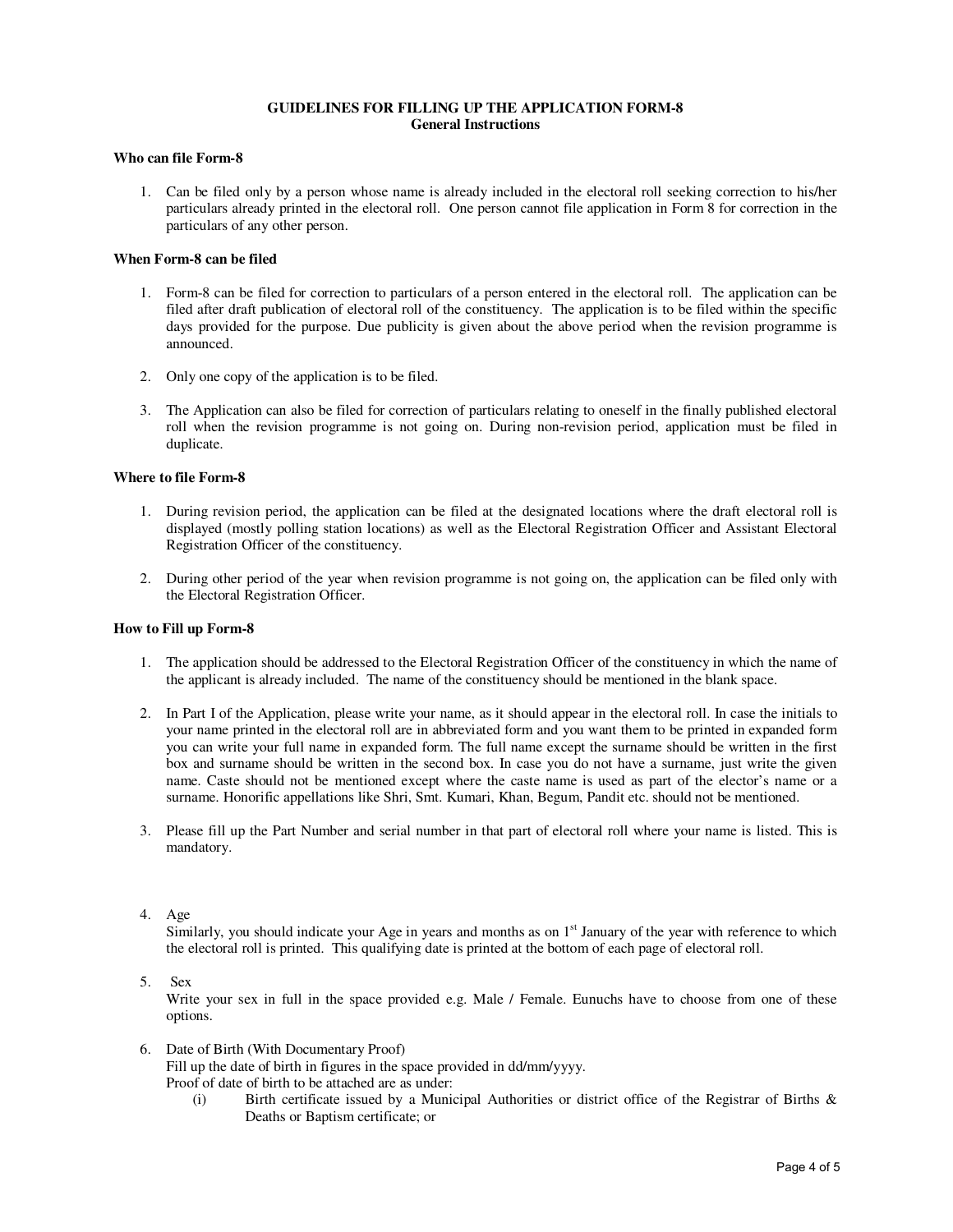# GUIDELINES FOR FILLING UP THE APPLICATION FORM-8

## General Instructions

### Who can file Form-8

1. Can be filed only by a person whose name is already included in the electoral roll seeking correction to his/her particulars already printed in the electoral roll. One person cannot file application in Form 8 for correction in the particulars of any other person.

### When Form-8 can be filed

1. Form-8 can be filed for correction to particulars of a person entered in the electoral roll. The application can be filed after draft publication of electoral roll of the constituency. The application is to be filed within the specific days provided for the purpose. Due publicity is given about the above period when the revision programme is announced.

2. Only one copy of the application is to be filed.

3. The Application can also be filed for correction of particulars relating to oneself in the finally published electoral roll when the revision programme is not going on. During non-revision period, application must be filed in duplicate.

### Where to file Form-8

1. During revision period, the application can be filed at the designated locations where the draft electoral roll is displayed (mostly polling station locations) as well as the Electoral Registration Officer and Assistant Electoral Registration Officer of the constituency.

2. During other period of the year when revision programme is not going on, the application can be filed only with the Electoral Registration Officer.

### How to Fill up Form-8

1. The application should be addressed to the Electoral Registration Officer of the constituency in which the name of the applicant is already included. The name of the constituency should be mentioned in the blank space.

2. In Part I of the Application, please write your name, as it should appear in the electoral roll. In case the initials to your name printed in the electoral roll are in abbreviated form and you want them to be printed in expanded form you can write your full name in expanded form. The full name except the surname should be written in the first box and surname should be written in the second box. In case you do not have a surname, just write the given name. Caste should not be mentioned except where the caste name is used as part of the elector's name or a surname. Honorific appellations like Shri, Smt. Kumari, Khan, Begum, Pandit etc. should not be mentioned.

3. Please fill up the Part Number and serial number in that part of electoral roll where your name is listed. This is mandatory.

4. Age
   Similarly, you should indicate your Age in years and months as on 1st January of the year with reference to which the electoral roll is printed. This qualifying date is printed at the bottom of each page of electoral roll.

5. Sex
   Write your sex in full in the space provided e.g. Male / Female. Eunuchs have to choose from one of these options.

6. Date of Birth (With Documentary Proof)
   Fill up the date of birth in figures in the space provided in dd/mm/yyyy.
   Proof of date of birth to be attached are as under:
   (i) Birth certificate issued by a Municipal Authorities or district office of the Registrar of Births & Deaths or Baptism certificate; or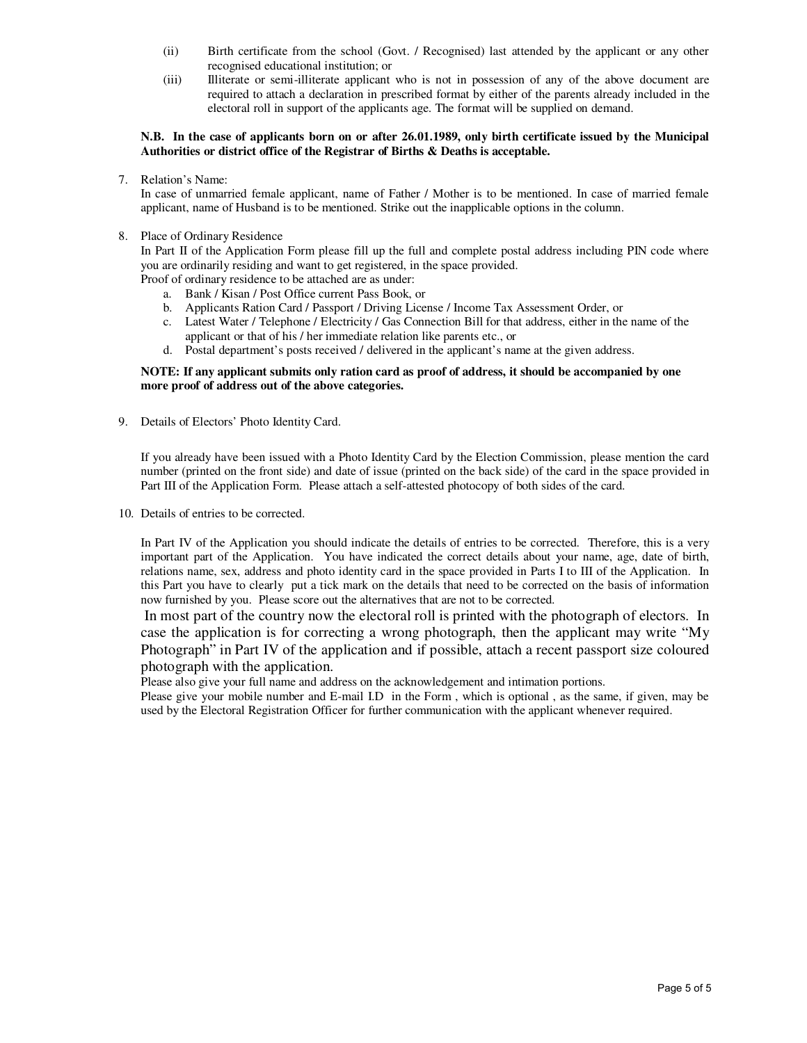(ii) Birth certificate from the school (Govt. / Recognised) last attended by the applicant or any other recognised educational institution; or

(iii) Illiterate or semi-illiterate applicant who is not in possession of any of the above document are required to attach a declaration in prescribed format by either of the parents already included in the electoral roll in support of the applicants age. The format will be supplied on demand.

**N.B. In the case of applicants born on or after 26.01.1989, only birth certificate issued by the Municipal Authorities or district office of the Registrar of Births & Deaths is acceptable.**

7. Relation's Name:

   In case of unmarried female applicant, name of Father / Mother is to be mentioned. In case of married female applicant, name of Husband is to be mentioned. Strike out the inapplicable options in the column.

8. Place of Ordinary Residence

   In Part II of the Application Form please fill up the full and complete postal address including PIN code where you are ordinarily residing and want to get registered, in the space provided.

   Proof of ordinary residence to be attached are as under:

   a. Bank / Kisan / Post Office current Pass Book, or
   b. Applicants Ration Card / Passport / Driving License / Income Tax Assessment Order, or
   c. Latest Water / Telephone / Electricity / Gas Connection Bill for that address, either in the name of the applicant or that of his / her immediate relation like parents etc., or
   d. Postal department's posts received / delivered in the applicant's name at the given address.

   **NOTE: If any applicant submits only ration card as proof of address, it should be accompanied by one more proof of address out of the above categories.**

9. Details of Electors' Photo Identity Card.

   If you already have been issued with a Photo Identity Card by the Election Commission, please mention the card number (printed on the front side) and date of issue (printed on the back side) of the card in the space provided in Part III of the Application Form. Please attach a self-attested photocopy of both sides of the card.

10. Details of entries to be corrected.

    In Part IV of the Application you should indicate the details of entries to be corrected. Therefore, this is a very important part of the Application. You have indicated the correct details about your name, age, date of birth, relations name, sex, address and photo identity card in the space provided in Parts I to III of the Application. In this Part you have to clearly put a tick mark on the details that need to be corrected on the basis of information now furnished by you. Please score out the alternatives that are not to be corrected.

    In most part of the country now the electoral roll is printed with the photograph of electors. In case the application is for correcting a wrong photograph, then the applicant may write "My Photograph" in Part IV of the application and if possible, attach a recent passport size coloured photograph with the application.

    Please also give your full name and address on the acknowledgement and intimation portions.

    Please give your mobile number and E-mail I.D in the Form , which is optional , as the same, if given, may be used by the Electoral Registration Officer for further communication with the applicant whenever required.